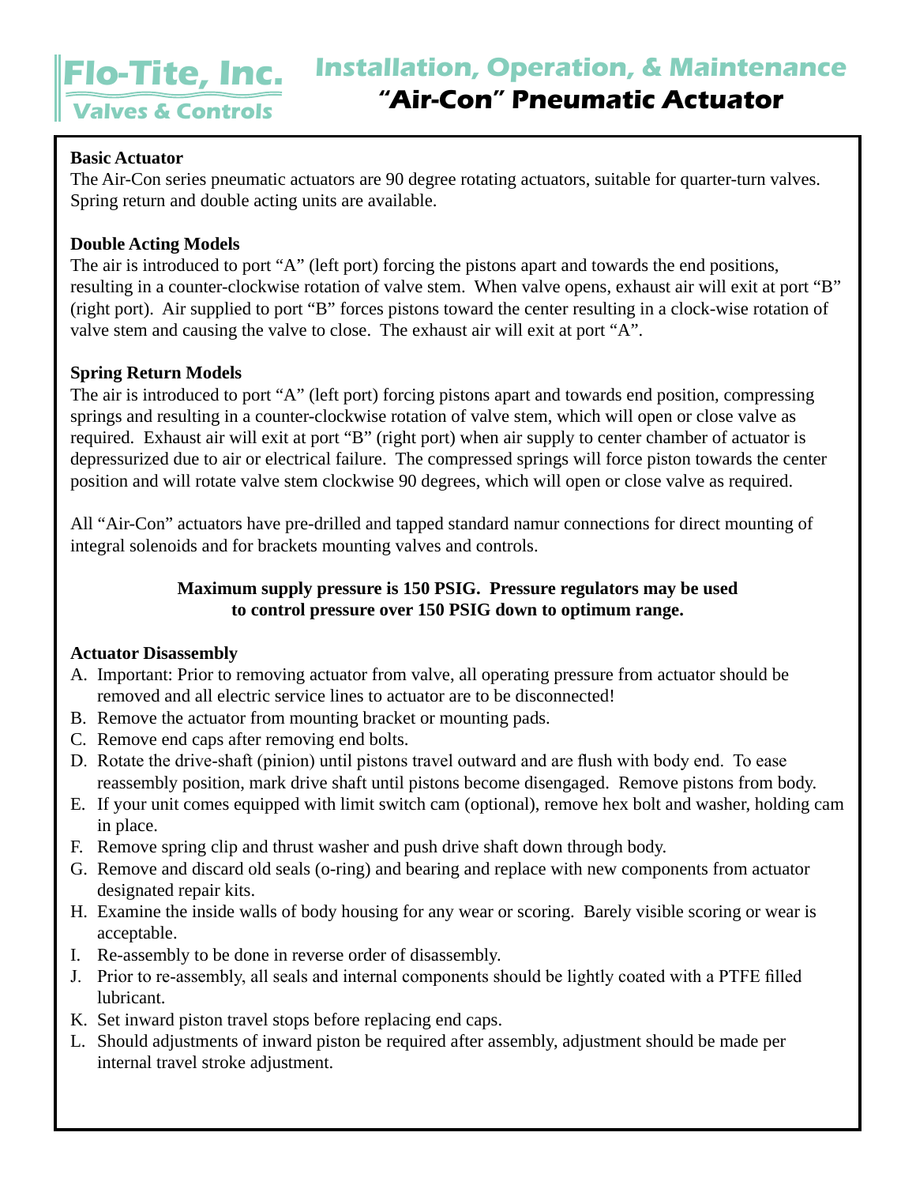# Flo-Tite, Inc.
## Valves & Controls

# Installation, Operation, & Maintenance
# "Air-Con" Pneumatic Actuator

**Basic Actuator**
The Air-Con series pneumatic actuators are 90 degree rotating actuators, suitable for quarter-turn valves. Spring return and double acting units are available.

**Double Acting Models**
The air is introduced to port "A" (left port) forcing the pistons apart and towards the end positions, resulting in a counter-clockwise rotation of valve stem. When valve opens, exhaust air will exit at port "B" (right port). Air supplied to port "B" forces pistons toward the center resulting in a clock-wise rotation of valve stem and causing the valve to close. The exhaust air will exit at port "A".

**Spring Return Models**
The air is introduced to port "A" (left port) forcing pistons apart and towards end position, compressing springs and resulting in a counter-clockwise rotation of valve stem, which will open or close valve as required. Exhaust air will exit at port "B" (right port) when air supply to center chamber of actuator is depressurized due to air or electrical failure. The compressed springs will force piston towards the center position and will rotate valve stem clockwise 90 degrees, which will open or close valve as required.

All "Air-Con" actuators have pre-drilled and tapped standard namur connections for direct mounting of integral solenoids and for brackets mounting valves and controls.

**Maximum supply pressure is 150 PSIG. Pressure regulators may be used to control pressure over 150 PSIG down to optimum range.**

**Actuator Disassembly**

A. Important: Prior to removing actuator from valve, all operating pressure from actuator should be removed and all electric service lines to actuator are to be disconnected!
B. Remove the actuator from mounting bracket or mounting pads.
C. Remove end caps after removing end bolts.
D. Rotate the drive-shaft (pinion) until pistons travel outward and are flush with body end. To ease reassembly position, mark drive shaft until pistons become disengaged. Remove pistons from body.
E. If your unit comes equipped with limit switch cam (optional), remove hex bolt and washer, holding cam in place.
F. Remove spring clip and thrust washer and push drive shaft down through body.
G. Remove and discard old seals (o-ring) and bearing and replace with new components from actuator designated repair kits.
H. Examine the inside walls of body housing for any wear or scoring. Barely visible scoring or wear is acceptable.
I. Re-assembly to be done in reverse order of disassembly.
J. Prior to re-assembly, all seals and internal components should be lightly coated with a PTFE filled lubricant.
K. Set inward piston travel stops before replacing end caps.
L. Should adjustments of inward piston be required after assembly, adjustment should be made per internal travel stroke adjustment.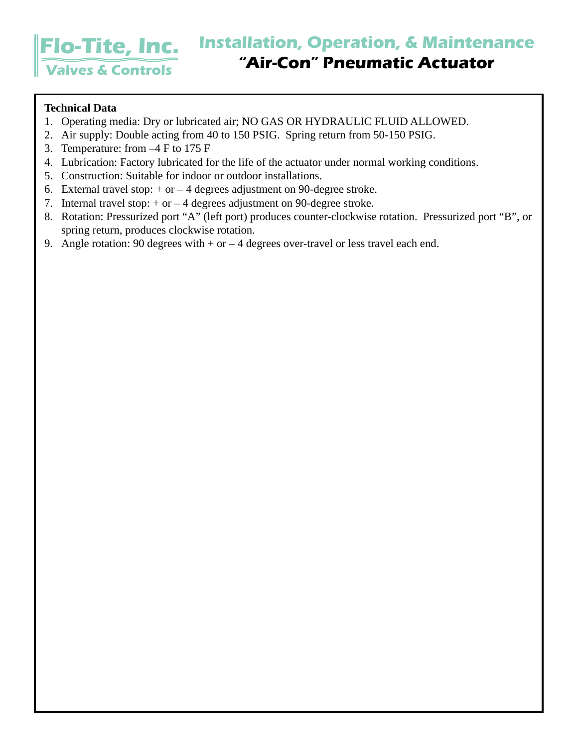**Technical Data**

1. Operating media: Dry or lubricated air; NO GAS OR HYDRAULIC FLUID ALLOWED.
2. Air supply: Double acting from 40 to 150 PSIG. Spring return from 50-150 PSIG.
3. Temperature: from –4 F to 175 F
4. Lubrication: Factory lubricated for the life of the actuator under normal working conditions.
5. Construction: Suitable for indoor or outdoor installations.
6. External travel stop: + or – 4 degrees adjustment on 90-degree stroke.
7. Internal travel stop: + or – 4 degrees adjustment on 90-degree stroke.
8. Rotation: Pressurized port "A" (left port) produces counter-clockwise rotation. Pressurized port "B", or spring return, produces clockwise rotation.
9. Angle rotation: 90 degrees with + or – 4 degrees over-travel or less travel each end.